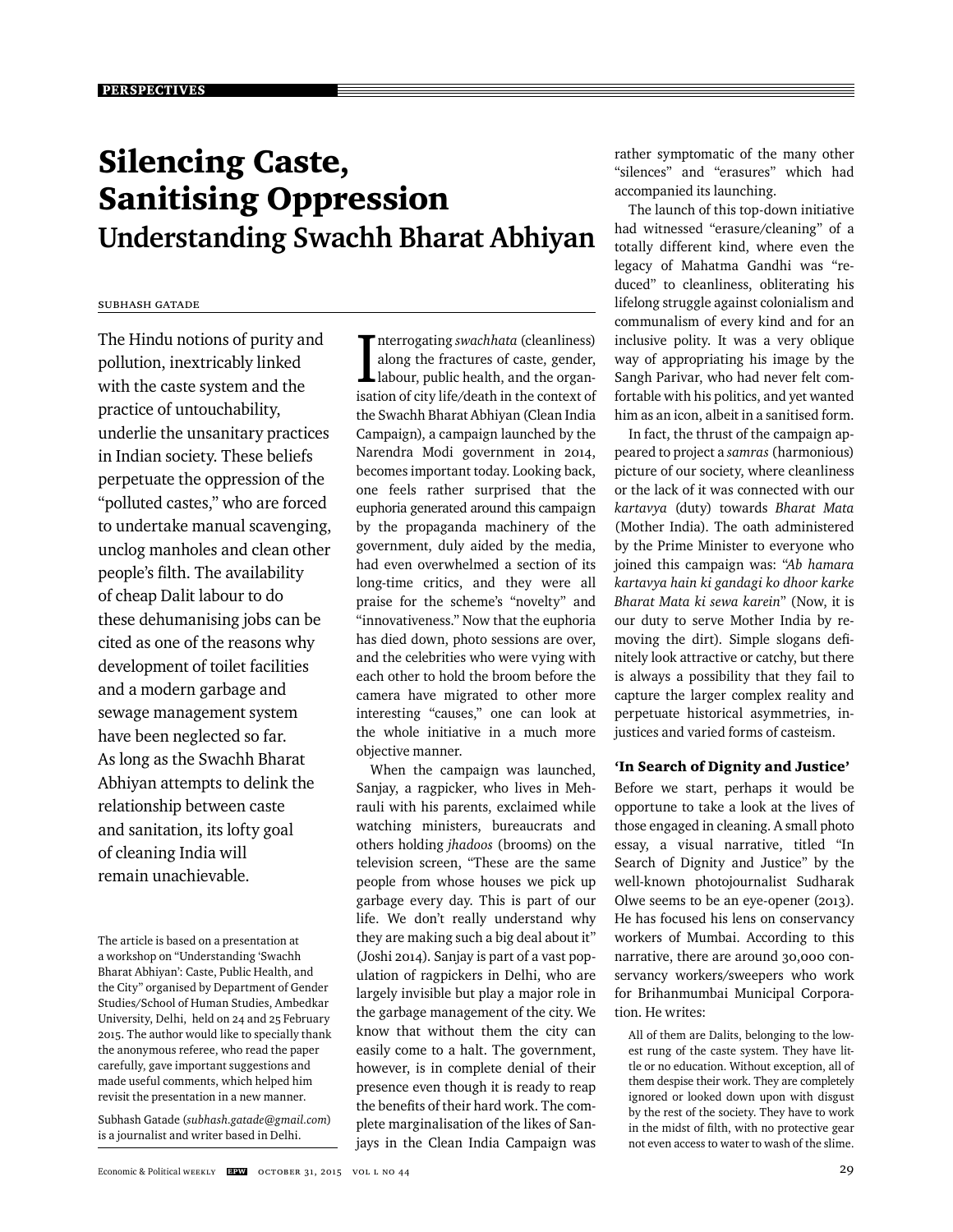# Silencing Caste, Sanitising Oppression

## Understanding Swachh Bharat Abhiyan

SUBHASH GATADE

The Hindu notions of purity and pollution, inextricably linked with the caste system and the practice of untouchability, underlie the unsanitary practices in Indian society. These beliefs perpetuate the oppression of the "polluted castes," who are forced to undertake manual scavenging, unclog manholes and clean other people's filth. The availability of cheap Dalit labour to do these dehumanising jobs can be cited as one of the reasons why development of toilet facilities and a modern garbage and sewage management system have been neglected so far. As long as the Swachh Bharat Abhiyan attempts to delink the relationship between caste and sanitation, its lofty goal of cleaning India will remain unachievable.

The article is based on a presentation at a workshop on "Understanding 'Swachh Bharat Abhiyan': Caste, Public Health, and the City" organised by Department of Gender Studies/School of Human Studies, Ambedkar University, Delhi, held on 24 and 25 February 2015. The author would like to specially thank the anonymous referee, who read the paper carefully, gave important suggestions and made useful comments, which helped him revisit the presentation in a new manner.

Subhash Gatade (*subhash.gatade@gmail.com*) is a journalist and writer based in Delhi.

Interrogating *swachhata* (cleanliness) along the fractures of caste, gender, labour, public health, and the organisation of city life/death in the context of the Swachh Bharat Abhiyan (Clean India Campaign), a campaign launched by the Narendra Modi government in 2014, becomes important today. Looking back, one feels rather surprised that the euphoria generated around this campaign by the propaganda machinery of the government, duly aided by the media, had even overwhelmed a section of its long-time critics, and they were all praise for the scheme's "novelty" and "innovativeness." Now that the euphoria has died down, photo sessions are over, and the celebrities who were vying with each other to hold the broom before the camera have migrated to other more interesting "causes," one can look at the whole initiative in a much more objective manner.

When the campaign was launched, Sanjay, a ragpicker, who lives in Mehrauli with his parents, exclaimed while watching ministers, bureaucrats and others holding *jhadoos* (brooms) on the television screen, "These are the same people from whose houses we pick up garbage every day. This is part of our life. We don't really understand why they are making such a big deal about it" (Joshi 2014). Sanjay is part of a vast population of ragpickers in Delhi, who are largely invisible but play a major role in the garbage management of the city. We know that without them the city can easily come to a halt. The government, however, is in complete denial of their presence even though it is ready to reap the benefits of their hard work. The complete marginalisation of the likes of Sanjays in the Clean India Campaign was rather symptomatic of the many other "silences" and "erasures" which had accompanied its launching.

The launch of this top-down initiative had witnessed "erasure/cleaning" of a totally different kind, where even the legacy of Mahatma Gandhi was "reduced" to cleanliness, obliterating his lifelong struggle against colonialism and communalism of every kind and for an inclusive polity. It was a very oblique way of appropriating his image by the Sangh Parivar, who had never felt comfortable with his politics, and yet wanted him as an icon, albeit in a sanitised form.

In fact, the thrust of the campaign appeared to project a *samras* (harmonious) picture of our society, where cleanliness or the lack of it was connected with our *kartavya* (duty) towards *Bharat Mata* (Mother India). The oath administered by the Prime Minister to everyone who joined this campaign was: "*Ab hamara kartavya hain ki gandagi ko dhoor karke Bharat Mata ki sewa karein*" (Now, it is our duty to serve Mother India by removing the dirt). Simple slogans definitely look attractive or catchy, but there is always a possibility that they fail to capture the larger complex reality and perpetuate historical asymmetries, injustices and varied forms of casteism.

### 'In Search of Dignity and Justice'

Before we start, perhaps it would be opportune to take a look at the lives of those engaged in cleaning. A small photo essay, a visual narrative, titled "In Search of Dignity and Justice" by the well-known photojournalist Sudharak Olwe seems to be an eye-opener (2013). He has focused his lens on conservancy workers of Mumbai. According to this narrative, there are around 30,000 conservancy workers/sweepers who work for Brihanmumbai Municipal Corporation. He writes:

> All of them are Dalits, belonging to the lowest rung of the caste system. They have little or no education. Without exception, all of them despise their work. They are completely ignored or looked down upon with disgust by the rest of the society. They have to work in the midst of filth, with no protective gear not even access to water to wash of the slime.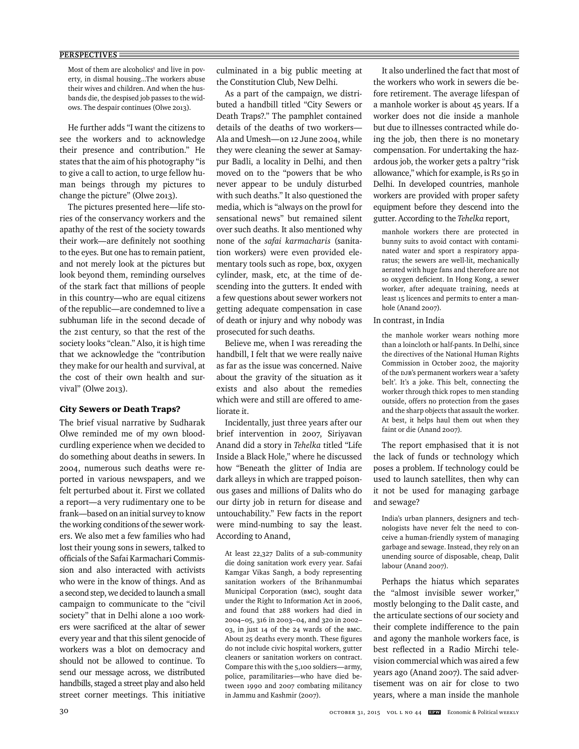> Most of them are alcoholics[1] and live in poverty, in dismal housing...The workers abuse their wives and children. And when the husbands die, the despised job passes to the widows. The despair continues (Olwe 2013).

He further adds "I want the citizens to see the workers and to acknowledge their presence and contribution." He states that the aim of his photography "is to give a call to action, to urge fellow human beings through my pictures to change the picture" (Olwe 2013).

The pictures presented here—life stories of the conservancy workers and the apathy of the rest of the society towards their work—are definitely not soothing to the eyes. But one has to remain patient, and not merely look at the pictures but look beyond them, reminding ourselves of the stark fact that millions of people in this country—who are equal citizens of the republic—are condemned to live a subhuman life in the second decade of the 21st century, so that the rest of the society looks "clean." Also, it is high time that we acknowledge the "contribution they make for our health and survival, at the cost of their own health and survival" (Olwe 2013).

## City Sewers or Death Traps?

The brief visual narrative by Sudharak Olwe reminded me of my own bloodcurdling experience when we decided to do something about deaths in sewers. In 2004, numerous such deaths were reported in various newspapers, and we felt perturbed about it. First we collated a report—a very rudimentary one to be frank—based on an initial survey to know the working conditions of the sewer workers. We also met a few families who had lost their young sons in sewers, talked to officials of the Safai Karmachari Commission and also interacted with activists who were in the know of things. And as a second step, we decided to launch a small campaign to communicate to the "civil society" that in Delhi alone a 100 workers were sacrificed at the altar of sewer every year and that this silent genocide of workers was a blot on democracy and should not be allowed to continue. To send our message across, we distributed handbills, staged a street play and also held street corner meetings. This initiative culminated in a big public meeting at the Constitution Club, New Delhi.

As a part of the campaign, we distributed a handbill titled "City Sewers or Death Traps?." The pamphlet contained details of the deaths of two workers—Ala and Umesh—on 12 June 2004, while they were cleaning the sewer at Samaypur Badli, a locality in Delhi, and then moved on to the "powers that be who never appear to be unduly disturbed with such deaths." It also questioned the media, which is "always on the prowl for sensational news" but remained silent over such deaths. It also mentioned why none of the *safai karmacharis* (sanitation workers) were even provided elementary tools such as rope, box, oxygen cylinder, mask, etc, at the time of descending into the gutters. It ended with a few questions about sewer workers not getting adequate compensation in case of death or injury and why nobody was prosecuted for such deaths.

Believe me, when I was rereading the handbill, I felt that we were really naive as far as the issue was concerned. Naive about the gravity of the situation as it exists and also about the remedies which were and still are offered to ameliorate it.

Incidentally, just three years after our brief intervention in 2007, Siriyavan Anand did a story in *Tehelka* titled "Life Inside a Black Hole," where he discussed how "Beneath the glitter of India are dark alleys in which are trapped poisonous gases and millions of Dalits who do our dirty job in return for disease and untouchability." Few facts in the report were mind-numbing to say the least. According to Anand,

> At least 22,327 Dalits of a sub-community die doing sanitation work every year. Safai Kamgar Vikas Sangh, a body representing sanitation workers of the Brihanmumbai Municipal Corporation (BMC), sought data under the Right to Information Act in 2006, and found that 288 workers had died in 2004–05, 316 in 2003–04, and 320 in 2002–03, in just 14 of the 24 wards of the BMC. About 25 deaths every month. These figures do not include civic hospital workers, gutter cleaners or sanitation workers on contract. Compare this with the 5,100 soldiers—army, police, paramilitaries—who have died between 1990 and 2007 combating militancy in Jammu and Kashmir (2007).

It also underlined the fact that most of the workers who work in sewers die before retirement. The average lifespan of a manhole worker is about 45 years. If a worker does not die inside a manhole but due to illnesses contracted while doing the job, then there is no monetary compensation. For undertaking the hazardous job, the worker gets a paltry "risk allowance," which for example, is Rs 50 in Delhi. In developed countries, manhole workers are provided with proper safety equipment before they descend into the gutter. According to the *Tehelka* report,

> manhole workers there are protected in bunny suits to avoid contact with contaminated water and sport a respiratory apparatus; the sewers are well-lit, mechanically aerated with huge fans and therefore are not so oxygen deficient. In Hong Kong, a sewer worker, after adequate training, needs at least 15 licences and permits to enter a manhole (Anand 2007).

In contrast, in India

> the manhole worker wears nothing more than a loincloth or half-pants. In Delhi, since the directives of the National Human Rights Commission in October 2002, the majority of the DJB's permanent workers wear a 'safety belt'. It's a joke. This belt, connecting the worker through thick ropes to men standing outside, offers no protection from the gases and the sharp objects that assault the worker. At best, it helps haul them out when they faint or die (Anand 2007).

The report emphasised that it is not the lack of funds or technology which poses a problem. If technology could be used to launch satellites, then why can it not be used for managing garbage and sewage?

> India's urban planners, designers and technologists have never felt the need to conceive a human-friendly system of managing garbage and sewage. Instead, they rely on an unending source of disposable, cheap, Dalit labour (Anand 2007).

Perhaps the hiatus which separates the "almost invisible sewer worker," mostly belonging to the Dalit caste, and the articulate sections of our society and their complete indifference to the pain and agony the manhole workers face, is best reflected in a Radio Mirchi television commercial which was aired a few years ago (Anand 2007). The said advertisement was on air for close to two years, where a man inside the manhole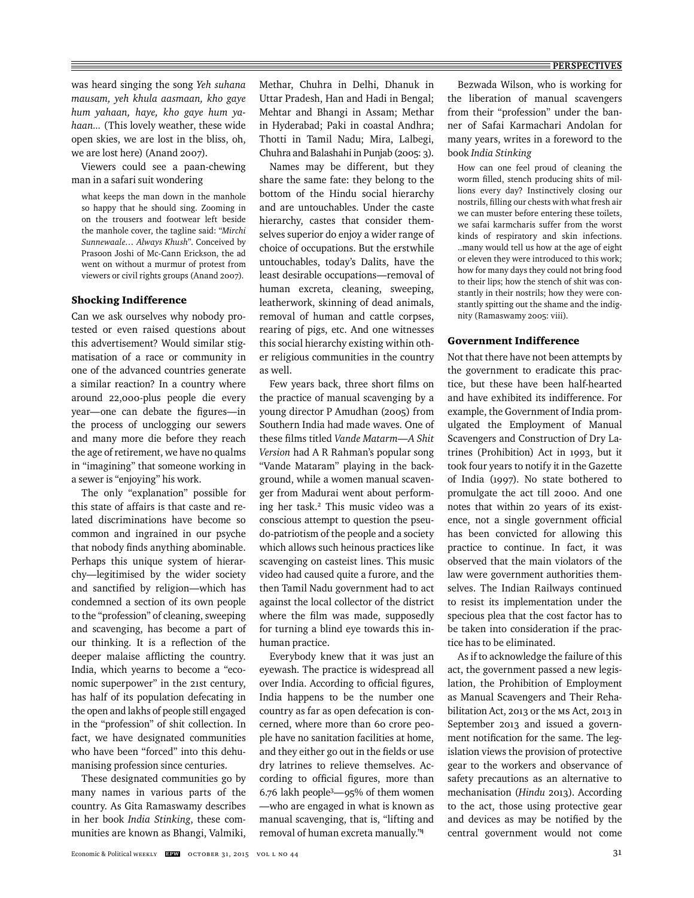was heard singing the song *Yeh suhana mausam, yeh khula aasmaan, kho gaye hum yahaan, haye, kho gaye hum yahaan...* (This lovely weather, these wide open skies, we are lost in the bliss, oh, we are lost here) (Anand 2007).

Viewers could see a paan-chewing man in a safari suit wondering

> what keeps the man down in the manhole so happy that he should sing. Zooming in on the trousers and footwear left beside the manhole cover, the tagline said: "*Mirchi Sunnewaale... Always Khush*". Conceived by Prasoon Joshi of Mc-Cann Erickson, the ad went on without a murmur of protest from viewers or civil rights groups (Anand 2007).

### Shocking Indifference

Can we ask ourselves why nobody protested or even raised questions about this advertisement? Would similar stigmatisation of a race or community in one of the advanced countries generate a similar reaction? In a country where around 22,000-plus people die every year—one can debate the figures—in the process of unclogging our sewers and many more die before they reach the age of retirement, we have no qualms in "imagining" that someone working in a sewer is "enjoying" his work.

The only "explanation" possible for this state of affairs is that caste and related discriminations have become so common and ingrained in our psyche that nobody finds anything abominable. Perhaps this unique system of hierarchy—legitimised by the wider society and sanctified by religion—which has condemned a section of its own people to the "profession" of cleaning, sweeping and scavenging, has become a part of our thinking. It is a reflection of the deeper malaise afflicting the country. India, which yearns to become a "economic superpower" in the 21st century, has half of its population defecating in the open and lakhs of people still engaged in the "profession" of shit collection. In fact, we have designated communities who have been "forced" into this dehumanising profession since centuries.

These designated communities go by many names in various parts of the country. As Gita Ramaswamy describes in her book *India Stinking*, these communities are known as Bhangi, Valmiki, Methar, Chuhra in Delhi, Dhanuk in Uttar Pradesh, Han and Hadi in Bengal; Mehtar and Bhangi in Assam; Methar in Hyderabad; Paki in coastal Andhra; Thotti in Tamil Nadu; Mira, Lalbegi, Chuhra and Balashahi in Punjab (2005: 3).

Names may be different, but they share the same fate: they belong to the bottom of the Hindu social hierarchy and are untouchables. Under the caste hierarchy, castes that consider themselves superior do enjoy a wider range of choice of occupations. But the erstwhile untouchables, today's Dalits, have the least desirable occupations—removal of human excreta, cleaning, sweeping, leatherwork, skinning of dead animals, removal of human and cattle corpses, rearing of pigs, etc. And one witnesses this social hierarchy existing within other religious communities in the country as well.

Few years back, three short films on the practice of manual scavenging by a young director P Amudhan (2005) from Southern India had made waves. One of these films titled *Vande Mataram—A Shit Version* had A R Rahman's popular song "Vande Mataram" playing in the background, while a women manual scavenger from Madurai went about performing her task.[2] This music video was a conscious attempt to question the pseudo-patriotism of the people and a society which allows such heinous practices like scavenging on casteist lines. This music video had caused quite a furore, and the then Tamil Nadu government had to act against the local collector of the district where the film was made, supposedly for turning a blind eye towards this inhuman practice.

Everybody knew that it was just an eyewash. The practice is widespread all over India. According to official figures, India happens to be the number one country as far as open defecation is concerned, where more than 60 crore people have no sanitation facilities at home, and they either go out in the fields or use dry latrines to relieve themselves. According to official figures, more than 6.76 lakh people[3]—95% of them women—who are engaged in what is known as manual scavenging, that is, "lifting and removal of human excreta manually."[4]

Bezwada Wilson, who is working for the liberation of manual scavengers from their "profession" under the banner of Safai Karmachari Andolan for many years, writes in a foreword to the book *India Stinking*

> How can one feel proud of cleaning the worm filled, stench producing shits of millions every day? Instinctively closing our nostrils, filling our chests with what fresh air we can muster before entering these toilets, we safai karmcharis suffer from the worst kinds of respiratory and skin infections. ..many would tell us how at the age of eight or eleven they were introduced to this work; how for many days they could not bring food to their lips; how the stench of shit was constantly in their nostrils; how they were constantly spitting out the shame and the indignity (Ramaswamy 2005: viii).

### Government Indifference

Not that there have not been attempts by the government to eradicate this practice, but these have been half-hearted and have exhibited its indifference. For example, the Government of India promulgated the Employment of Manual Scavengers and Construction of Dry Latrines (Prohibition) Act in 1993, but it took four years to notify it in the Gazette of India (1997). No state bothered to promulgate the act till 2000. And one notes that within 20 years of its existence, not a single government official has been convicted for allowing this practice to continue. In fact, it was observed that the main violators of the law were government authorities themselves. The Indian Railways continued to resist its implementation under the specious plea that the cost factor has to be taken into consideration if the practice has to be eliminated.

As if to acknowledge the failure of this act, the government passed a new legislation, the Prohibition of Employment as Manual Scavengers and Their Rehabilitation Act, 2013 or the MS Act, 2013 in September 2013 and issued a government notification for the same. The legislation views the provision of protective gear to the workers and observance of safety precautions as an alternative to mechanisation (*Hindu* 2013). According to the act, those using protective gear and devices as may be notified by the central government would not come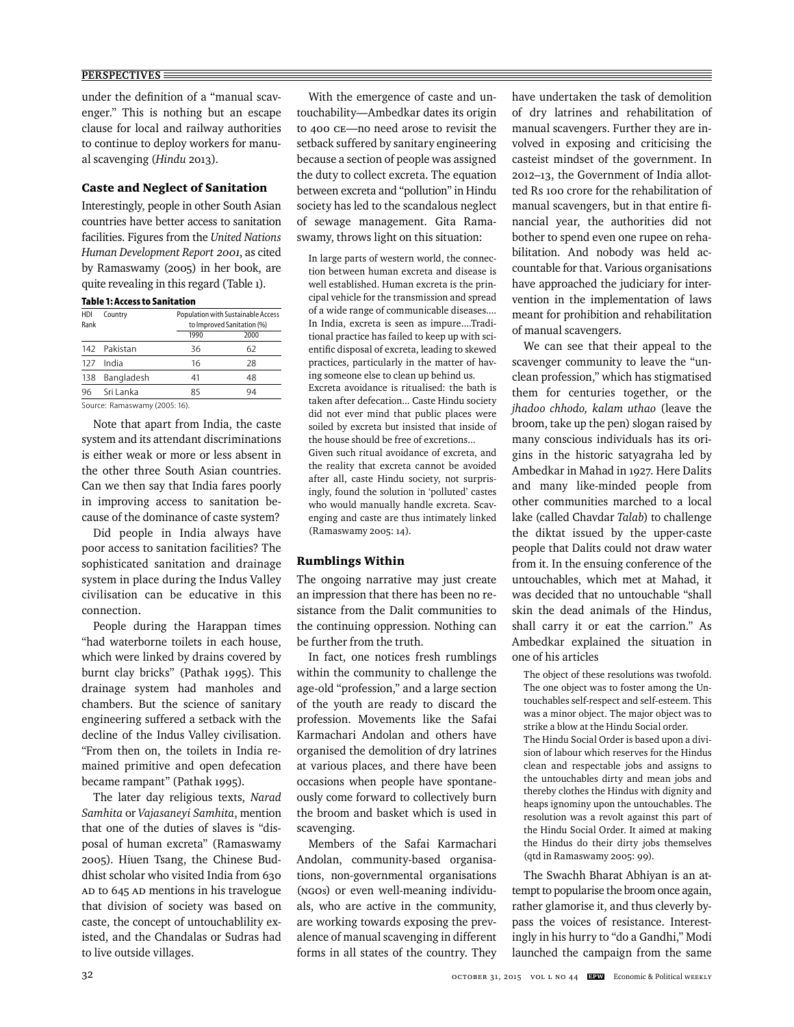under the definition of a "manual scavenger." This is nothing but an escape clause for local and railway authorities to continue to deploy workers for manual scavenging (*Hindu* 2013).

## Caste and Neglect of Sanitation

Interestingly, people in other South Asian countries have better access to sanitation facilities. Figures from the *United Nations Human Development Report 2001*, as cited by Ramaswamy (2005) in her book, are quite revealing in this regard (Table 1).

**Table 1: Access to Sanitation**

| HDI Rank | Country | Population with Sustainable Access to Improved Sanitation (%) | |
|---|---|---|---|
| | | 1990 | 2000 |
| 142 | Pakistan | 36 | 62 |
| 127 | India | 16 | 28 |
| 138 | Bangladesh | 41 | 48 |
| 96 | Sri Lanka | 85 | 94 |

Source: Ramaswamy (2005: 16).

Note that apart from India, the caste system and its attendant discriminations is either weak or more or less absent in the other three South Asian countries. Can we then say that India fares poorly in improving access to sanitation because of the dominance of caste system?

Did people in India always have poor access to sanitation facilities? The sophisticated sanitation and drainage system in place during the Indus Valley civilisation can be educative in this connection.

People during the Harappan times "had waterborne toilets in each house, which were linked by drains covered by burnt clay bricks" (Pathak 1995). This drainage system had manholes and chambers. But the science of sanitary engineering suffered a setback with the decline of the Indus Valley civilisation. "From then on, the toilets in India remained primitive and open defecation became rampant" (Pathak 1995).

The later day religious texts, *Narad Samhita* or *Vajasaneyi Samhita*, mention that one of the duties of slaves is "disposal of human excreta" (Ramaswamy 2005). Hiuen Tsang, the Chinese Buddhist scholar who visited India from 630 AD to 645 AD mentions in his travelogue that division of society was based on caste, the concept of untouchablility existed, and the Chandalas or Sudras had to live outside villages.

With the emergence of caste and untouchability—Ambedkar dates its origin to 400 CE—no need arose to revisit the setback suffered by sanitary engineering because a section of people was assigned the duty to collect excreta. The equation between excreta and "pollution" in Hindu society has led to the scandalous neglect of sewage management. Gita Ramaswamy, throws light on this situation:

> In large parts of western world, the connection between human excreta and disease is well established. Human excreta is the principal vehicle for the transmission and spread of a wide range of communicable diseases.... In India, excreta is seen as impure....Traditional practice has failed to keep up with scientific disposal of excreta, leading to skewed practices, particularly in the matter of having someone else to clean up behind us.
>
> Excreta avoidance is ritualised: the bath is taken after defecation... Caste Hindu society did not ever mind that public places were soiled by excreta but insisted that inside of the house should be free of excretions...
>
> Given such ritual avoidance of excreta, and the reality that excreta cannot be avoided after all, caste Hindu society, not surprisingly, found the solution in 'polluted' castes who would manually handle excreta. Scavenging and caste are thus intimately linked (Ramaswamy 2005: 14).

## Rumblings Within

The ongoing narrative may just create an impression that there has been no resistance from the Dalit communities to the continuing oppression. Nothing can be further from the truth.

In fact, one notices fresh rumblings within the community to challenge the age-old "profession," and a large section of the youth are ready to discard the profession. Movements like the Safai Karmachari Andolan and others have organised the demolition of dry latrines at various places, and there have been occasions when people have spontaneously come forward to collectively burn the broom and basket which is used in scavenging.

Members of the Safai Karmachari Andolan, community-based organisations, non-governmental organisations (NGOs) or even well-meaning individuals, who are active in the community, are working towards exposing the prevalence of manual scavenging in different forms in all states of the country. They have undertaken the task of demolition of dry latrines and rehabilitation of manual scavengers. Further they are involved in exposing and criticising the casteist mindset of the government. In 2012–13, the Government of India allotted Rs 100 crore for the rehabilitation of manual scavengers, but in that entire financial year, the authorities did not bother to spend even one rupee on rehabilitation. And nobody was held accountable for that. Various organisations have approached the judiciary for intervention in the implementation of laws meant for prohibition and rehabilitation of manual scavengers.

We can see that their appeal to the scavenger community to leave the "unclean profession," which has stigmatised them for centuries together, or the *jhadoo chhodo, kalam uthao* (leave the broom, take up the pen) slogan raised by many conscious individuals has its origins in the historic satyagraha led by Ambedkar in Mahad in 1927. Here Dalits and many like-minded people from other communities marched to a local lake (called Chavdar *Talab*) to challenge the diktat issued by the upper-caste people that Dalits could not draw water from it. In the ensuing conference of the untouchables, which met at Mahad, it was decided that no untouchable "shall skin the dead animals of the Hindus, shall carry it or eat the carrion." As Ambedkar explained the situation in one of his articles

> The object of these resolutions was twofold. The one object was to foster among the Untouchables self-respect and self-esteem. This was a minor object. The major object was to strike a blow at the Hindu Social order.
>
> The Hindu Social Order is based upon a division of labour which reserves for the Hindus clean and respectable jobs and assigns to the untouchables dirty and mean jobs and thereby clothes the Hindus with dignity and heaps ignominy upon the untouchables. The resolution was a revolt against this part of the Hindu Social Order. It aimed at making the Hindus do their dirty jobs themselves (qtd in Ramaswamy 2005: 99).

The Swachh Bharat Abhiyan is an attempt to popularise the broom once again, rather glamorise it, and thus cleverly bypass the voices of resistance. Interestingly in his hurry to "do a Gandhi," Modi launched the campaign from the same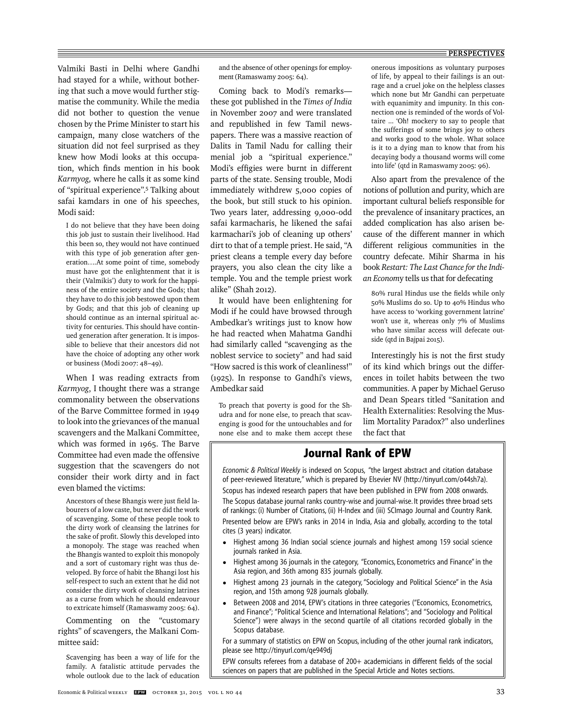Valmiki Basti in Delhi where Gandhi had stayed for a while, without bothering that such a move would further stigmatise the community. While the media did not bother to question the venue chosen by the Prime Minister to start his campaign, many close watchers of the situation did not feel surprised as they knew how Modi looks at this occupation, which finds mention in his book *Karmyog,* where he calls it as some kind of "spiritual experience".[5] Talking about safai kamdars in one of his speeches, Modi said:

> I do not believe that they have been doing this job just to sustain their livelihood. Had this been so, they would not have continued with this type of job generation after generation….At some point of time, somebody must have got the enlightenment that it is their (Valmikis') duty to work for the happiness of the entire society and the Gods; that they have to do this job bestowed upon them by Gods; and that this job of cleaning up should continue as an internal spiritual activity for centuries. This should have continued generation after generation. It is impossible to believe that their ancestors did not have the choice of adopting any other work or business (Modi 2007: 48–49).

When I was reading extracts from *Karmyog*, I thought there was a strange commonality between the observations of the Barve Committee formed in 1949 to look into the grievances of the manual scavengers and the Malkani Committee, which was formed in 1965. The Barve Committee had even made the offensive suggestion that the scavengers do not consider their work dirty and in fact even blamed the victims:

> Ancestors of these Bhangis were just field labourers of a low caste, but never did the work of scavenging. Some of these people took to the dirty work of cleansing the latrines for the sake of profit. Slowly this developed into a monopoly. The stage was reached when the Bhangis wanted to exploit this monopoly and a sort of customary right was thus developed. By force of habit the Bhangi lost his self-respect to such an extent that he did not consider the dirty work of cleansing latrines as a curse from which he should endeavour to extricate himself (Ramaswamy 2005: 64).

Commenting on the "customary rights" of scavengers, the Malkani Committee said:

> Scavenging has been a way of life for the family. A fatalistic attitude pervades the whole outlook due to the lack of education and the absence of other openings for employment (Ramaswamy 2005: 64).

Coming back to Modi's remarks—these got published in the *Times of India* in November 2007 and were translated and republished in few Tamil newspapers. There was a massive reaction of Dalits in Tamil Nadu for calling their menial job a "spiritual experience." Modi's effigies were burnt in different parts of the state. Sensing trouble, Modi immediately withdrew 5,000 copies of the book, but still stuck to his opinion. Two years later, addressing 9,000-odd safai karmacharis, he likened the safai karmachari's job of cleaning up others' dirt to that of a temple priest. He said, "A priest cleans a temple every day before prayers, you also clean the city like a temple. You and the temple priest work alike" (Shah 2012).

It would have been enlightening for Modi if he could have browsed through Ambedkar's writings just to know how he had reacted when Mahatma Gandhi had similarly called "scavenging as the noblest service to society" and had said "How sacred is this work of cleanliness!" (1925). In response to Gandhi's views, Ambedkar said

> To preach that poverty is good for the Shudra and for none else, to preach that scavenging is good for the untouchables and for none else and to make them accept these onerous impositions as voluntary purposes of life, by appeal to their failings is an outrage and a cruel joke on the helpless classes which none but Mr Gandhi can perpetuate with equanimity and impunity. In this connection one is reminded of the words of Voltaire … 'Oh! mockery to say to people that the sufferings of some brings joy to others and works good to the whole. What solace is it to a dying man to know that from his decaying body a thousand worms will come into life' (qtd in Ramaswamy 2005: 96).

Also apart from the prevalence of the notions of pollution and purity, which are important cultural beliefs responsible for the prevalence of insanitary practices, an added complication has also arisen because of the different manner in which different religious communities in the country defecate. Mihir Sharma in his book *Restart: The Last Chance for the Indian Economy* tells us that for defecating

> 80% rural Hindus use the fields while only 50% Muslims do so. Up to 40% Hindus who have access to 'working government latrine' won't use it, whereas only 7% of Muslims who have similar access will defecate outside (qtd in Bajpai 2015).

Interestingly his is not the first study of its kind which brings out the differences in toilet habits between the two communities. A paper by Michael Geruso and Dean Spears titled "Sanitation and Health Externalities: Resolving the Muslim Mortality Paradox?" also underlines the fact that

## Journal Rank of EPW

*Economic & Political Weekly* is indexed on Scopus, "the largest abstract and citation database of peer-reviewed literature," which is prepared by Elsevier NV (http://tinyurl.com/o44sh7a).

Scopus has indexed research papers that have been published in EPW from 2008 onwards.

The Scopus database journal ranks country-wise and journal-wise. It provides three broad sets of rankings: (i) Number of Citations, (ii) H-Index and (iii) SCImago Journal and Country Rank.

Presented below are EPW's ranks in 2014 in India, Asia and globally, according to the total cites (3 years) indicator.

- Highest among 36 Indian social science journals and highest among 159 social science journals ranked in Asia.
- Highest among 36 journals in the category, "Economics, Econometrics and Finance" in the Asia region, and 36th among 835 journals globally.
- Highest among 23 journals in the category, "Sociology and Political Science" in the Asia region, and 15th among 928 journals globally.
- Between 2008 and 2014, EPW's citations in three categories ("Economics, Econometrics, and Finance"; "Political Science and International Relations"; and "Sociology and Political Science") were always in the second quartile of all citations recorded globally in the Scopus database.

For a summary of statistics on EPW on Scopus, including of the other journal rank indicators, please see http://tinyurl.com/qe949dj

EPW consults referees from a database of 200+ academicians in different fields of the social sciences on papers that are published in the Special Article and Notes sections.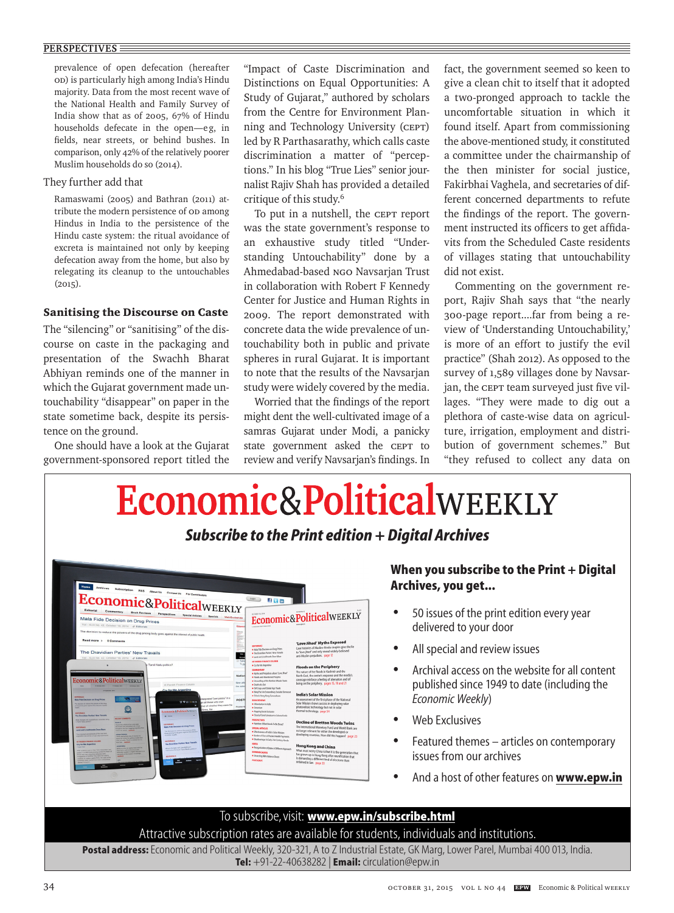> prevalence of open defecation (hereafter OD) is particularly high among India's Hindu majority. Data from the most recent wave of the National Health and Family Survey of India show that as of 2005, 67% of Hindu households defecate in the open—eg, in fields, near streets, or behind bushes. In comparison, only 42% of the relatively poorer Muslim households do so (2014).

They further add that

> Ramaswami (2005) and Bathran (2011) attribute the modern persistence of OD among Hindus in India to the persistence of the Hindu caste system: the ritual avoidance of excreta is maintained not only by keeping defecation away from the home, but also by relegating its cleanup to the untouchables (2015).

## Sanitising the Discourse on Caste

The "silencing" or "sanitising" of the discourse on caste in the packaging and presentation of the Swachh Bharat Abhiyan reminds one of the manner in which the Gujarat government made untouchability "disappear" on paper in the state sometime back, despite its persistence on the ground.

One should have a look at the Gujarat government-sponsored report titled the "Impact of Caste Discrimination and Distinctions on Equal Opportunities: A Study of Gujarat," authored by scholars from the Centre for Environment Planning and Technology University (CEPT) led by R Parthasarathy, which calls caste discrimination a matter of "perceptions." In his blog "True Lies" senior journalist Rajiv Shah has provided a detailed critique of this study.[6]

To put in a nutshell, the CEPT report was the state government's response to an exhaustive study titled "Understanding Untouchability" done by a Ahmedabad-based NGO Navsarjan Trust in collaboration with Robert F Kennedy Center for Justice and Human Rights in 2009. The report demonstrated with concrete data the wide prevalence of untouchability both in public and private spheres in rural Gujarat. It is important to note that the results of the Navsarjan study were widely covered by the media.

Worried that the findings of the report might dent the well-cultivated image of a samras Gujarat under Modi, a panicky state government asked the CEPT to review and verify Navsarjan's findings. In fact, the government seemed so keen to give a clean chit to itself that it adopted a two-pronged approach to tackle the uncomfortable situation in which it found itself. Apart from commissioning the above-mentioned study, it constituted a committee under the chairmanship of the then minister for social justice, Fakirbhai Vaghela, and secretaries of different concerned departments to refute the findings of the report. The government instructed its officers to get affidavits from the Scheduled Caste residents of villages stating that untouchability did not exist.

Commenting on the government report, Rajiv Shah says that "the nearly 300-page report....far from being a review of 'Understanding Untouchability,' is more of an effort to justify the evil practice" (Shah 2012). As opposed to the survey of 1,589 villages done by Navsarjan, the CEPT team surveyed just five villages. "They were made to dig out a plethora of caste-wise data on agriculture, irrigation, employment and distribution of government schemes." But "they refused to collect any data on

---

# Economic&PoliticalWEEKLY

***Subscribe to the Print edition + Digital Archives***

**When you subscribe to the Print + Digital Archives, you get...**

- 50 issues of the print edition every year delivered to your door
- All special and review issues
- Archival access on the website for all content published since 1949 to date (including the *Economic Weekly*)
- Web Exclusives
- Featured themes – articles on contemporary issues from our archives
- And a host of other features on **www.epw.in**

To subscribe, visit: **www.epw.in/subscribe.html**

Attractive subscription rates are available for students, individuals and institutions.

**Postal address:** Economic and Political Weekly, 320-321, A to Z Industrial Estate, GK Marg, Lower Parel, Mumbai 400 013, India.
**Tel:** +91-22-40638282 | **Email:** circulation@epw.in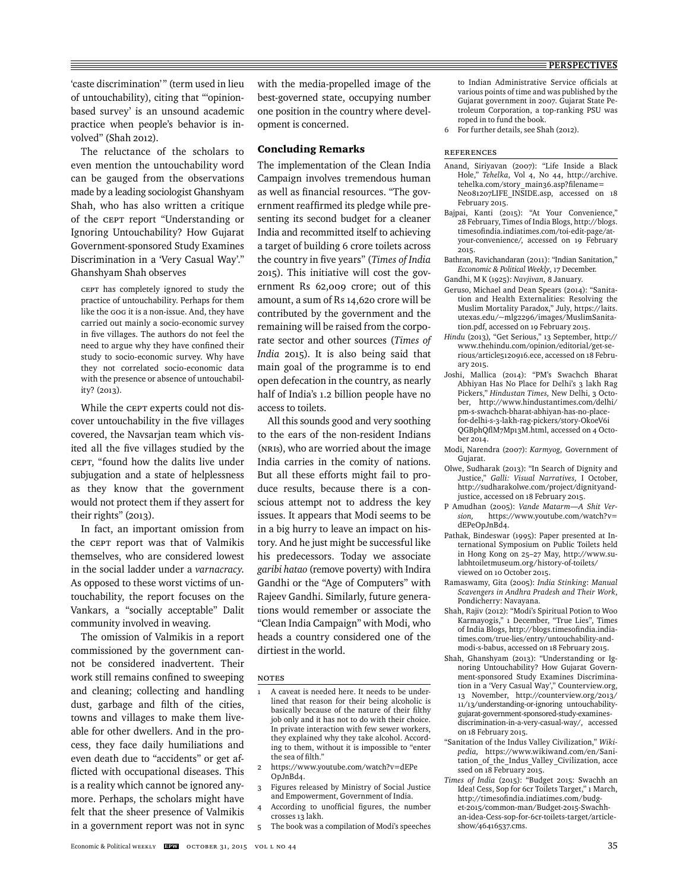'caste discrimination'" (term used in lieu of untouchability), citing that "'opinion-based survey' is an unsound academic practice when people's behavior is involved" (Shah 2012).

The reluctance of the scholars to even mention the untouchability word can be gauged from the observations made by a leading sociologist Ghanshyam Shah, who has also written a critique of the CEPT report "Understanding or Ignoring Untouchability? How Gujarat Government-sponsored Study Examines Discrimination in a 'Very Casual Way'." Ghanshyam Shah observes

> CEPT has completely ignored to study the practice of untouchability. Perhaps for them like the GOG it is a non-issue. And, they have carried out mainly a socio-economic survey in five villages. The authors do not feel the need to argue why they have confined their study to socio-economic survey. Why have they not correlated socio-economic data with the presence or absence of untouchability? (2013).

While the CEPT experts could not discover untouchability in the five villages covered, the Navsarjan team which visited all the five villages studied by the CEPT, "found how the dalits live under subjugation and a state of helplessness as they know that the government would not protect them if they assert for their rights" (2013).

In fact, an important omission from the CEPT report was that of Valmikis themselves, who are considered lowest in the social ladder under a *varnacracy*. As opposed to these worst victims of untouchability, the report focuses on the Vankars, a "socially acceptable" Dalit community involved in weaving.

The omission of Valmikis in a report commissioned by the government cannot be considered inadvertent. Their work still remains confined to sweeping and cleaning; collecting and handling dust, garbage and filth of the cities, towns and villages to make them liveable for other dwellers. And in the process, they face daily humiliations and even death due to "accidents" or get afflicted with occupational diseases. This is a reality which cannot be ignored anymore. Perhaps, the scholars might have felt that the sheer presence of Valmikis in a government report was not in sync with the media-propelled image of the best-governed state, occupying number one position in the country where development is concerned.

## Concluding Remarks

The implementation of the Clean India Campaign involves tremendous human as well as financial resources. "The government reaffirmed its pledge while presenting its second budget for a cleaner India and recommitted itself to achieving a target of building 6 crore toilets across the country in five years" (*Times of India* 2015). This initiative will cost the government Rs 62,009 crore; out of this amount, a sum of Rs 14,620 crore will be contributed by the government and the remaining will be raised from the corporate sector and other sources (*Times of India* 2015). It is also being said that main goal of the programme is to end open defecation in the country, as nearly half of India's 1.2 billion people have no access to toilets.

All this sounds good and very soothing to the ears of the non-resident Indians (NRIs), who are worried about the image India carries in the comity of nations. But all these efforts might fail to produce results, because there is a conscious attempt not to address the key issues. It appears that Modi seems to be in a big hurry to leave an impact on history. And he just might be successful like his predecessors. Today we associate *garibi hatao* (remove poverty) with Indira Gandhi or the "Age of Computers" with Rajeev Gandhi. Similarly, future generations would remember or associate the "Clean India Campaign" with Modi, who heads a country considered one of the dirtiest in the world.

### Notes

1. A caveat is needed here. It needs to be underlined that reason for their being alcoholic is basically because of the nature of their filthy job only and it has not to do with their choice. In private interaction with few sewer workers, they explained why they take alcohol. According to them, without it is impossible to "enter the sea of filth."
2. https://www.youtube.com/watch?v=dEPeOpJnBd4.
3. Figures released by Ministry of Social Justice and Empowerment, Government of India.
4. According to unofficial figures, the number crosses 13 lakh.
5. The book was a compilation of Modi's speeches to Indian Administrative Service officials at various points of time and was published by the Gujarat government in 2007. Gujarat State Petroleum Corporation, a top-ranking PSU was roped in to fund the book.
6. For further details, see Shah (2012).

### References

Anand, Siriyavan (2007): "Life Inside a Black Hole," *Tehelka*, Vol 4, No 44, http://archive.tehelka.com/story_main36.asp?filename=Ne081207LIFE_INSIDE.asp, accessed on 18 February 2015.

Bajpai, Kanti (2015): "At Your Convenience," 28 February, Times of India Blogs, http://blogs.timesofindia.indiatimes.com/toi-edit-page/at-your-convenience/, accessed on 19 February 2015.

Bathran, Ravichandaran (2011): "Indian Sanitation," *Economic & Political Weekly*, 17 December.

Gandhi, M K (1925): *Navjivan*, 8 January.

Geruso, Michael and Dean Spears (2014): "Sanitation and Health Externalities: Resolving the Muslim Mortality Paradox," July, https://laits.utexas.edu/~mlg2296/images/MuslimSanitation.pdf, accessed on 19 February 2015.

*Hindu* (2013), "Get Serious," 13 September, http://www.thehindu.com/opinion/editorial/get-serious/article5120916.ece, accessed on 18 February 2015.

Joshi, Mallica (2014): "PM's Swachch Bharat Abhiyan Has No Place for Delhi's 3 lakh Rag Pickers," *Hindustan Times*, New Delhi, 3 October, http://www.hindustantimes.com/delhi/pm-s-swachch-bharat-abhiyan-has-no-place-for-delhi-s-3-lakh-rag-pickers/story-OkoeV6iQGBphQflM7Mp13M.html, accessed on 4 October 2014.

Modi, Narendra (2007): *Karmyog*, Government of Gujarat.

Olwe, Sudharak (2013): "In Search of Dignity and Justice," *Galli: Visual Narratives*, 1 October, http://sudharakolwe.com/project/dignityand-justice, accessed on 18 February 2015.

P Amudhan (2005): *Vande Matarm—A Shit Version*, https://www.youtube.com/watch?v=dEPeOpJnBd4.

Pathak, Bindeswar (1995): Paper presented at International Symposium on Public Toilets held in Hong Kong on 25–27 May, http://www.sulabhtoiletmuseum.org/history-of-toilets/ viewed on 10 October 2015.

Ramaswamy, Gita (2005): *India Stinking: Manual Scavengers in Andhra Pradesh and Their Work*, Pondicherry: Navayana.

Shah, Rajiv (2012): "Modi's Spiritual Potion to Woo Karmayogis," 1 December, "True Lies", Times of India Blogs, http://blogs.timesofindia.indiatimes.com/true-lies/entry/untouchability-and-modi-s-babus, accessed on 18 February 2015.

Shah, Ghanshyam (2013): "Understanding or Ignoring Untouchability? How Gujarat Government-sponsored Study Examines Discrimination in a 'Very Casual Way'," Counterview.org, 13 November, http://counterview.org/2013/11/13/understanding-or-ignoring untouchability-gujarat-government-sponsored-study-examines-discrimination-in-a-very-casual-way/, accessed on 18 February 2015.

"Sanitation of the Indus Valley Civilization," *Wikipedia*, https://www.wikiwand.com/en/Sanitation_of_the_Indus_Valley_Civilization, accessed on 18 February 2015.

*Times of India* (2015): "Budget 2015: Swachh an Idea! Cess, Sop for 6cr Toilets Target," 1 March, http://timesofindia.indiatimes.com/budget-2015/common-man/Budget-2015-Swachh-an-idea-Cess-sop-for-6cr-toilets-target/articleshow/46416537.cms.